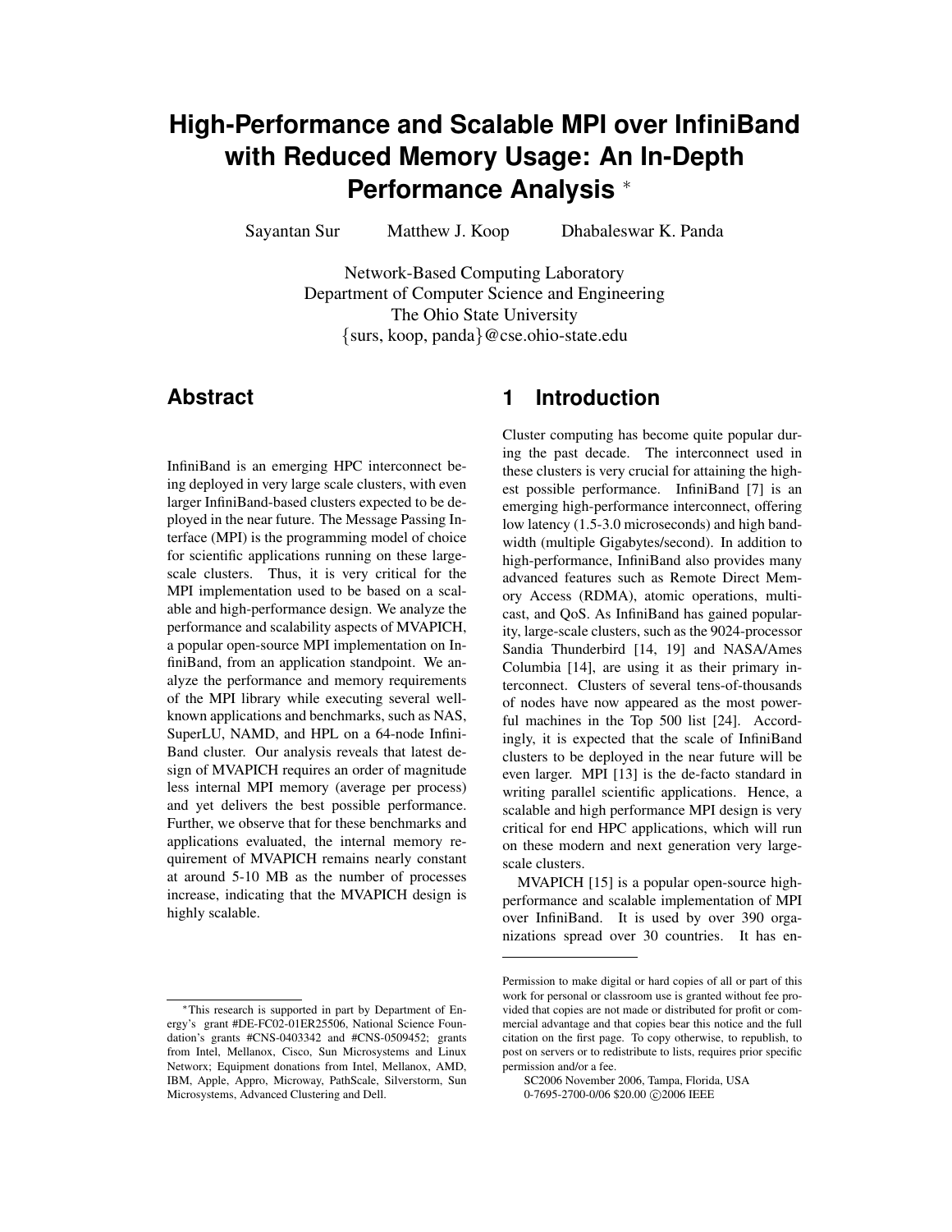# High-Performance and Scalable MPI over InfiniBand with Reduced Memory Usage: An In-Depth Performance Analysis *

Sayantan Sur    Matthew J. Koop    Dhabaleswar K. Panda

Network-Based Computing Laboratory
Department of Computer Science and Engineering
The Ohio State University
{surs, koop, panda}@cse.ohio-state.edu

## Abstract

InfiniBand is an emerging HPC interconnect being deployed in very large scale clusters, with even larger InfiniBand-based clusters expected to be deployed in the near future. The Message Passing Interface (MPI) is the programming model of choice for scientific applications running on these large-scale clusters. Thus, it is very critical for the MPI implementation used to be based on a scalable and high-performance design. We analyze the performance and scalability aspects of MVAPICH, a popular open-source MPI implementation on InfiniBand, from an application standpoint. We analyze the performance and memory requirements of the MPI library while executing several well-known applications and benchmarks, such as NAS, SuperLU, NAMD, and HPL on a 64-node InfiniBand cluster. Our analysis reveals that latest design of MVAPICH requires an order of magnitude less internal MPI memory (average per process) and yet delivers the best possible performance. Further, we observe that for these benchmarks and applications evaluated, the internal memory requirement of MVAPICH remains nearly constant at around 5-10 MB as the number of processes increase, indicating that the MVAPICH design is highly scalable.

*This research is supported in part by Department of Energy's grant #DE-FC02-01ER25506, National Science Foundation's grants #CNS-0403342 and #CNS-0509452; grants from Intel, Mellanox, Cisco, Sun Microsystems and Linux Networx; Equipment donations from Intel, Mellanox, AMD, IBM, Apple, Appro, Microway, PathScale, Silverstorm, Sun Microsystems, Advanced Clustering and Dell.

## 1 Introduction

Cluster computing has become quite popular during the past decade. The interconnect used in these clusters is very crucial for attaining the highest possible performance. InfiniBand [7] is an emerging high-performance interconnect, offering low latency (1.5-3.0 microseconds) and high bandwidth (multiple Gigabytes/second). In addition to high-performance, InfiniBand also provides many advanced features such as Remote Direct Memory Access (RDMA), atomic operations, multicast, and QoS. As InfiniBand has gained popularity, large-scale clusters, such as the 9024-processor Sandia Thunderbird [14, 19] and NASA/Ames Columbia [14], are using it as their primary interconnect. Clusters of several tens-of-thousands of nodes have now appeared as the most powerful machines in the Top 500 list [24]. Accordingly, it is expected that the scale of InfiniBand clusters to be deployed in the near future will be even larger. MPI [13] is the de-facto standard in writing parallel scientific applications. Hence, a scalable and high performance MPI design is very critical for end HPC applications, which will run on these modern and next generation very large-scale clusters.

MVAPICH [15] is a popular open-source high-performance and scalable implementation of MPI over InfiniBand. It is used by over 390 organizations spread over 30 countries. It has en-

Permission to make digital or hard copies of all or part of this work for personal or classroom use is granted without fee provided that copies are not made or distributed for profit or commercial advantage and that copies bear this notice and the full citation on the first page. To copy otherwise, to republish, to post on servers or to redistribute to lists, requires prior specific permission and/or a fee.

SC2006 November 2006, Tampa, Florida, USA
0-7695-2700-0/06 $20.00 ©2006 IEEE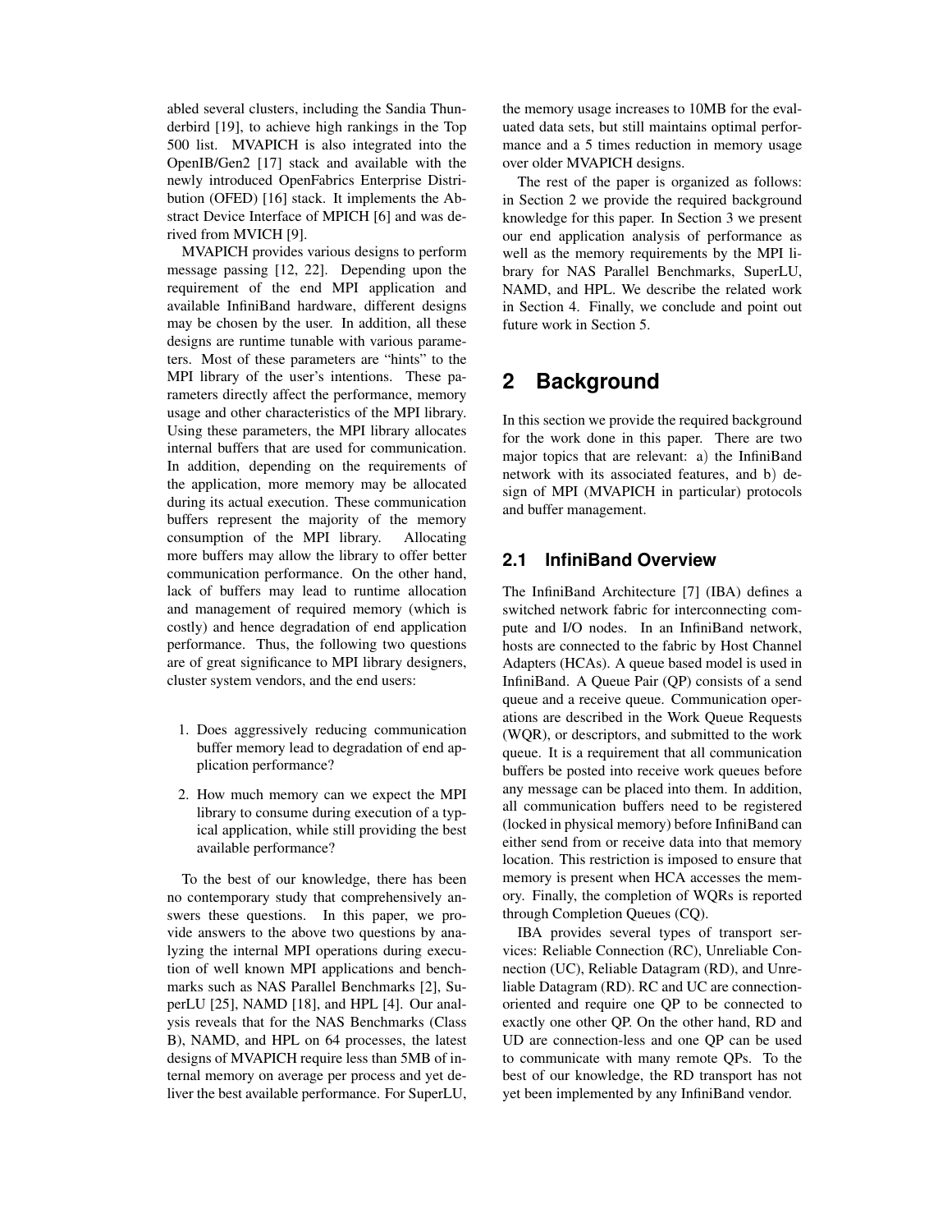abled several clusters, including the Sandia Thunderbird [19], to achieve high rankings in the Top 500 list. MVAPICH is also integrated into the OpenIB/Gen2 [17] stack and available with the newly introduced OpenFabrics Enterprise Distribution (OFED) [16] stack. It implements the Abstract Device Interface of MPICH [6] and was derived from MVICH [9].

MVAPICH provides various designs to perform message passing [12, 22]. Depending upon the requirement of the end MPI application and available InfiniBand hardware, different designs may be chosen by the user. In addition, all these designs are runtime tunable with various parameters. Most of these parameters are "hints" to the MPI library of the user's intentions. These parameters directly affect the performance, memory usage and other characteristics of the MPI library. Using these parameters, the MPI library allocates internal buffers that are used for communication. In addition, depending on the requirements of the application, more memory may be allocated during its actual execution. These communication buffers represent the majority of the memory consumption of the MPI library. Allocating more buffers may allow the library to offer better communication performance. On the other hand, lack of buffers may lead to runtime allocation and management of required memory (which is costly) and hence degradation of end application performance. Thus, the following two questions are of great significance to MPI library designers, cluster system vendors, and the end users:

1. Does aggressively reducing communication buffer memory lead to degradation of end application performance?
2. How much memory can we expect the MPI library to consume during execution of a typical application, while still providing the best available performance?

To the best of our knowledge, there has been no contemporary study that comprehensively answers these questions. In this paper, we provide answers to the above two questions by analyzing the internal MPI operations during execution of well known MPI applications and benchmarks such as NAS Parallel Benchmarks [2], SuperLU [25], NAMD [18], and HPL [4]. Our analysis reveals that for the NAS Benchmarks (Class B), NAMD, and HPL on 64 processes, the latest designs of MVAPICH require less than 5MB of internal memory on average per process and yet deliver the best available performance. For SuperLU, the memory usage increases to 10MB for the evaluated data sets, but still maintains optimal performance and a 5 times reduction in memory usage over older MVAPICH designs.

The rest of the paper is organized as follows: in Section 2 we provide the required background knowledge for this paper. In Section 3 we present our end application analysis of performance as well as the memory requirements by the MPI library for NAS Parallel Benchmarks, SuperLU, NAMD, and HPL. We describe the related work in Section 4. Finally, we conclude and point out future work in Section 5.

## 2 Background

In this section we provide the required background for the work done in this paper. There are two major topics that are relevant: a) the InfiniBand network with its associated features, and b) design of MPI (MVAPICH in particular) protocols and buffer management.

### 2.1 InfiniBand Overview

The InfiniBand Architecture [7] (IBA) defines a switched network fabric for interconnecting compute and I/O nodes. In an InfiniBand network, hosts are connected to the fabric by Host Channel Adapters (HCAs). A queue based model is used in InfiniBand. A Queue Pair (QP) consists of a send queue and a receive queue. Communication operations are described in the Work Queue Requests (WQR), or descriptors, and submitted to the work queue. It is a requirement that all communication buffers be posted into receive work queues before any message can be placed into them. In addition, all communication buffers need to be registered (locked in physical memory) before InfiniBand can either send from or receive data into that memory location. This restriction is imposed to ensure that memory is present when HCA accesses the memory. Finally, the completion of WQRs is reported through Completion Queues (CQ).

IBA provides several types of transport services: Reliable Connection (RC), Unreliable Connection (UC), Reliable Datagram (RD), and Unreliable Datagram (RD). RC and UC are connection-oriented and require one QP to be connected to exactly one other QP. On the other hand, RD and UD are connection-less and one QP can be used to communicate with many remote QPs. To the best of our knowledge, the RD transport has not yet been implemented by any InfiniBand vendor.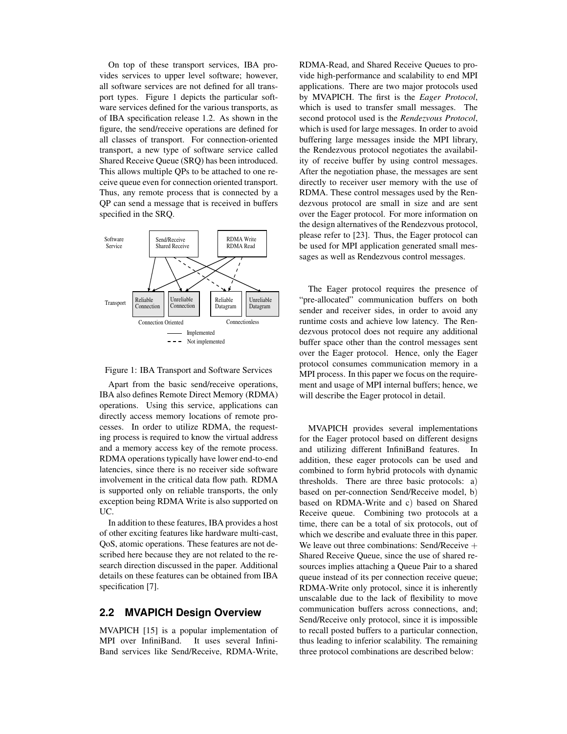On top of these transport services, IBA provides services to upper level software; however, all software services are not defined for all transport types. Figure 1 depicts the particular software services defined for the various transports, as of IBA specification release 1.2. As shown in the figure, the send/receive operations are defined for all classes of transport. For connection-oriented transport, a new type of software service called Shared Receive Queue (SRQ) has been introduced. This allows multiple QPs to be attached to one receive queue even for connection oriented transport. Thus, any remote process that is connected by a QP can send a message that is received in buffers specified in the SRQ.

Software Service

Send/Receive
Shared Receive

RDMA Write
RDMA Read

Transport

Reliable Connection

Unreliable Connection

Reliable Datagram

Unreliable Datagram

Connection Oriented

Connectionless

Implemented

Not implemented

Figure 1: IBA Transport and Software Services

Apart from the basic send/receive operations, IBA also defines Remote Direct Memory (RDMA) operations. Using this service, applications can directly access memory locations of remote processes. In order to utilize RDMA, the requesting process is required to know the virtual address and a memory access key of the remote process. RDMA operations typically have lower end-to-end latencies, since there is no receiver side software involvement in the critical data flow path. RDMA is supported only on reliable transports, the only exception being RDMA Write is also supported on UC.

In addition to these features, IBA provides a host of other exciting features like hardware multi-cast, QoS, atomic operations. These features are not described here because they are not related to the research direction discussed in the paper. Additional details on these features can be obtained from IBA specification [7].

## 2.2 MVAPICH Design Overview

MVAPICH [15] is a popular implementation of MPI over InfiniBand. It uses several InfiniBand services like Send/Receive, RDMA-Write, RDMA-Read, and Shared Receive Queues to provide high-performance and scalability to end MPI applications. There are two major protocols used by MVAPICH. The first is the *Eager Protocol*, which is used to transfer small messages. The second protocol used is the *Rendezvous Protocol*, which is used for large messages. In order to avoid buffering large messages inside the MPI library, the Rendezvous protocol negotiates the availability of receive buffer by using control messages. After the negotiation phase, the messages are sent directly to receiver user memory with the use of RDMA. These control messages used by the Rendezvous protocol are small in size and are sent over the Eager protocol. For more information on the design alternatives of the Rendezvous protocol, please refer to [23]. Thus, the Eager protocol can be used for MPI application generated small messages as well as Rendezvous control messages.

The Eager protocol requires the presence of "pre-allocated" communication buffers on both sender and receiver sides, in order to avoid any runtime costs and achieve low latency. The Rendezvous protocol does not require any additional buffer space other than the control messages sent over the Eager protocol. Hence, only the Eager protocol consumes communication memory in a MPI process. In this paper we focus on the requirement and usage of MPI internal buffers; hence, we will describe the Eager protocol in detail.

MVAPICH provides several implementations for the Eager protocol based on different designs and utilizing different InfiniBand features. In addition, these eager protocols can be used and combined to form hybrid protocols with dynamic thresholds. There are three basic protocols: a) based on per-connection Send/Receive model, b) based on RDMA-Write and c) based on Shared Receive queue. Combining two protocols at a time, there can be a total of six protocols, out of which we describe and evaluate three in this paper. We leave out three combinations: Send/Receive + Shared Receive Queue, since the use of shared resources implies attaching a Queue Pair to a shared queue instead of its per connection receive queue; RDMA-Write only protocol, since it is inherently unscalable due to the lack of flexibility to move communication buffers across connections, and; Send/Receive only protocol, since it is impossible to recall posted buffers to a particular connection, thus leading to inferior scalability. The remaining three protocol combinations are described below: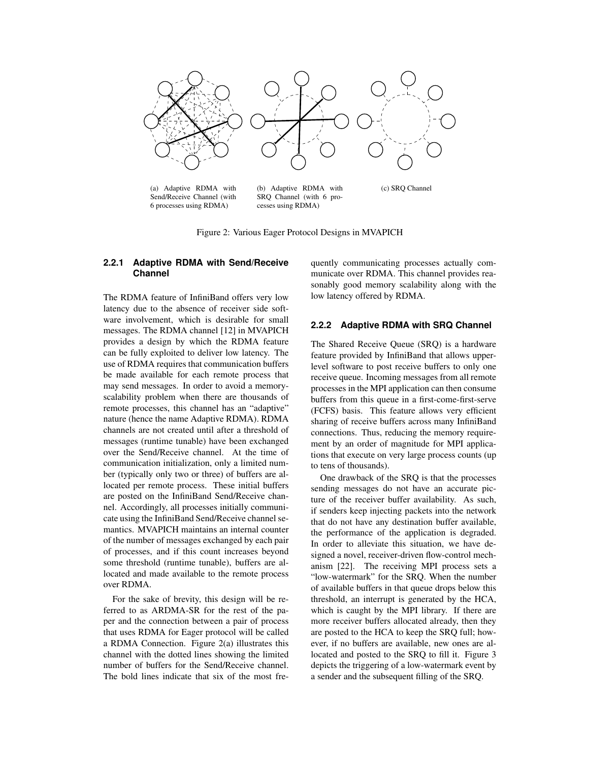(a) Adaptive RDMA with Send/Receive Channel (with 6 processes using RDMA)

(b) Adaptive RDMA with SRQ Channel (with 6 processes using RDMA)

(c) SRQ Channel

Figure 2: Various Eager Protocol Designs in MVAPICH

### 2.2.1 Adaptive RDMA with Send/Receive Channel

The RDMA feature of InfiniBand offers very low latency due to the absence of receiver side software involvement, which is desirable for small messages. The RDMA channel [12] in MVAPICH provides a design by which the RDMA feature can be fully exploited to deliver low latency. The use of RDMA requires that communication buffers be made available for each remote process that may send messages. In order to avoid a memory-scalability problem when there are thousands of remote processes, this channel has an "adaptive" nature (hence the name Adaptive RDMA). RDMA channels are not created until after a threshold of messages (runtime tunable) have been exchanged over the Send/Receive channel. At the time of communication initialization, only a limited number (typically only two or three) of buffers are allocated per remote process. These initial buffers are posted on the InfiniBand Send/Receive channel. Accordingly, all processes initially communicate using the InfiniBand Send/Receive channel semantics. MVAPICH maintains an internal counter of the number of messages exchanged by each pair of processes, and if this count increases beyond some threshold (runtime tunable), buffers are allocated and made available to the remote process over RDMA.

For the sake of brevity, this design will be referred to as ARDMA-SR for the rest of the paper and the connection between a pair of process that uses RDMA for Eager protocol will be called a RDMA Connection. Figure 2(a) illustrates this channel with the dotted lines showing the limited number of buffers for the Send/Receive channel. The bold lines indicate that six of the most frequently communicating processes actually communicate over RDMA. This channel provides reasonably good memory scalability along with the low latency offered by RDMA.

### 2.2.2 Adaptive RDMA with SRQ Channel

The Shared Receive Queue (SRQ) is a hardware feature provided by InfiniBand that allows upper-level software to post receive buffers to only one receive queue. Incoming messages from all remote processes in the MPI application can then consume buffers from this queue in a first-come-first-serve (FCFS) basis. This feature allows very efficient sharing of receive buffers across many InfiniBand connections. Thus, reducing the memory requirement by an order of magnitude for MPI applications that execute on very large process counts (up to tens of thousands).

One drawback of the SRQ is that the processes sending messages do not have an accurate picture of the receiver buffer availability. As such, if senders keep injecting packets into the network that do not have any destination buffer available, the performance of the application is degraded. In order to alleviate this situation, we have designed a novel, receiver-driven flow-control mechanism [22]. The receiving MPI process sets a "low-watermark" for the SRQ. When the number of available buffers in that queue drops below this threshold, an interrupt is generated by the HCA, which is caught by the MPI library. If there are more receiver buffers allocated already, then they are posted to the HCA to keep the SRQ full; however, if no buffers are available, new ones are allocated and posted to the SRQ to fill it. Figure 3 depicts the triggering of a low-watermark event by a sender and the subsequent filling of the SRQ.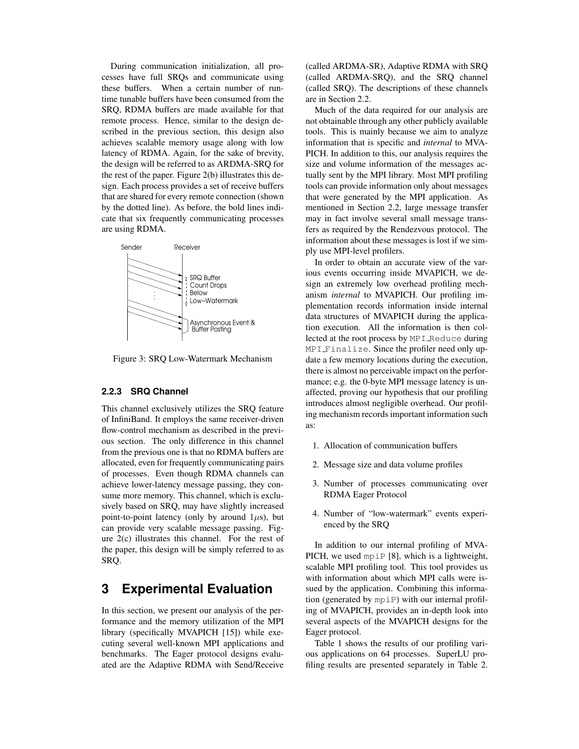During communication initialization, all processes have full SRQs and communicate using these buffers. When a certain number of runtime tunable buffers have been consumed from the SRQ, RDMA buffers are made available for that remote process. Hence, similar to the design described in the previous section, this design also achieves scalable memory usage along with low latency of RDMA. Again, for the sake of brevity, the design will be referred to as ARDMA-SRQ for the rest of the paper. Figure 2(b) illustrates this design. Each process provides a set of receive buffers that are shared for every remote connection (shown by the dotted line). As before, the bold lines indicate that six frequently communicating processes are using RDMA.

Figure 3: SRQ Low-Watermark Mechanism

#### 2.2.3 SRQ Channel

This channel exclusively utilizes the SRQ feature of InfiniBand. It employs the same receiver-driven flow-control mechanism as described in the previous section. The only difference in this channel from the previous one is that no RDMA buffers are allocated, even for frequently communicating pairs of processes. Even though RDMA channels can achieve lower-latency message passing, they consume more memory. This channel, which is exclusively based on SRQ, may have slightly increased point-to-point latency (only by around $1\mu$s), but can provide very scalable message passing. Figure 2(c) illustrates this channel. For the rest of the paper, this design will be simply referred to as SRQ.

## 3 Experimental Evaluation

In this section, we present our analysis of the performance and the memory utilization of the MPI library (specifically MVAPICH [15]) while executing several well-known MPI applications and benchmarks. The Eager protocol designs evaluated are the Adaptive RDMA with Send/Receive (called ARDMA-SR), Adaptive RDMA with SRQ (called ARDMA-SRQ), and the SRQ channel (called SRQ). The descriptions of these channels are in Section 2.2.

Much of the data required for our analysis are not obtainable through any other publicly available tools. This is mainly because we aim to analyze information that is specific and *internal* to MVAPICH. In addition to this, our analysis requires the size and volume information of the messages actually sent by the MPI library. Most MPI profiling tools can provide information only about messages that were generated by the MPI application. As mentioned in Section 2.2, large message transfer may in fact involve several small message transfers as required by the Rendezvous protocol. The information about these messages is lost if we simply use MPI-level profilers.

In order to obtain an accurate view of the various events occurring inside MVAPICH, we design an extremely low overhead profiling mechanism *internal* to MVAPICH. Our profiling implementation records information inside internal data structures of MVAPICH during the application execution. All the information is then collected at the root process by `MPI_Reduce` during `MPI_Finalize`. Since the profiler need only update a few memory locations during the execution, there is almost no perceivable impact on the performance; e.g. the 0-byte MPI message latency is unaffected, proving our hypothesis that our profiling introduces almost negligible overhead. Our profiling mechanism records important information such as:

1. Allocation of communication buffers
2. Message size and data volume profiles
3. Number of processes communicating over RDMA Eager Protocol
4. Number of "low-watermark" events experienced by the SRQ

In addition to our internal profiling of MVAPICH, we used `mpiP` [8], which is a lightweight, scalable MPI profiling tool. This tool provides us with information about which MPI calls were issued by the application. Combining this information (generated by `mpiP`) with our internal profiling of MVAPICH, provides an in-depth look into several aspects of the MVAPICH designs for the Eager protocol.

Table 1 shows the results of our profiling various applications on 64 processes. SuperLU profiling results are presented separately in Table 2.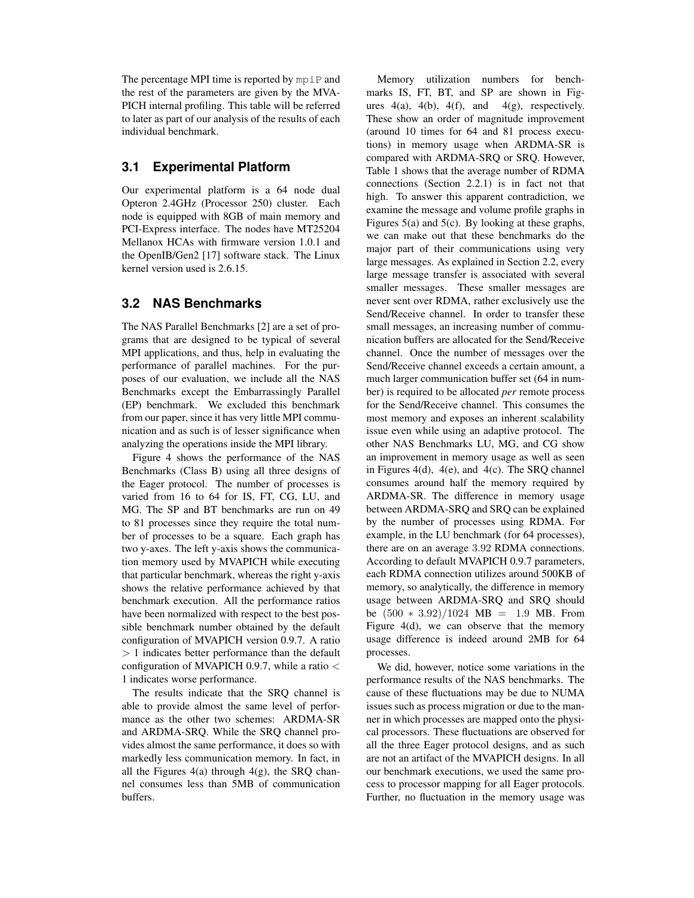The percentage MPI time is reported by `mpiP` and the rest of the parameters are given by the MVAPICH internal profiling. This table will be referred to later as part of our analysis of the results of each individual benchmark.

### 3.1 Experimental Platform

Our experimental platform is a 64 node dual Opteron 2.4GHz (Processor 250) cluster. Each node is equipped with 8GB of main memory and PCI-Express interface. The nodes have MT25204 Mellanox HCAs with firmware version 1.0.1 and the OpenIB/Gen2 [17] software stack. The Linux kernel version used is 2.6.15.

### 3.2 NAS Benchmarks

The NAS Parallel Benchmarks [2] are a set of programs that are designed to be typical of several MPI applications, and thus, help in evaluating the performance of parallel machines. For the purposes of our evaluation, we include all the NAS Benchmarks except the Embarrassingly Parallel (EP) benchmark. We excluded this benchmark from our paper, since it has very little MPI communication and as such is of lesser significance when analyzing the operations inside the MPI library.

Figure 4 shows the performance of the NAS Benchmarks (Class B) using all three designs of the Eager protocol. The number of processes is varied from 16 to 64 for IS, FT, CG, LU, and MG. The SP and BT benchmarks are run on 49 to 81 processes since they require the total number of processes to be a square. Each graph has two y-axes. The left y-axis shows the communication memory used by MVAPICH while executing that particular benchmark, whereas the right y-axis shows the relative performance achieved by that benchmark execution. All the performance ratios have been normalized with respect to the best possible benchmark number obtained by the default configuration of MVAPICH version 0.9.7. A ratio $> 1$ indicates better performance than the default configuration of MVAPICH 0.9.7, while a ratio $< 1$ indicates worse performance.

The results indicate that the SRQ channel is able to provide almost the same level of performance as the other two schemes: ARDMA-SR and ARDMA-SRQ. While the SRQ channel provides almost the same performance, it does so with markedly less communication memory. In fact, in all the Figures 4(a) through 4(g), the SRQ channel consumes less than 5MB of communication buffers.

Memory utilization numbers for benchmarks IS, FT, BT, and SP are shown in Figures 4(a), 4(b), 4(f), and 4(g), respectively. These show an order of magnitude improvement (around 10 times for 64 and 81 process executions) in memory usage when ARDMA-SR is compared with ARDMA-SRQ or SRQ. However, Table 1 shows that the average number of RDMA connections (Section 2.2.1) is in fact not that high. To answer this apparent contradiction, we examine the message and volume profile graphs in Figures 5(a) and 5(c). By looking at these graphs, we can make out that these benchmarks do the major part of their communications using very large messages. As explained in Section 2.2, every large message transfer is associated with several smaller messages. These smaller messages are never sent over RDMA, rather exclusively use the Send/Receive channel. In order to transfer these small messages, an increasing number of communication buffers are allocated for the Send/Receive channel. Once the number of messages over the Send/Receive channel exceeds a certain amount, a much larger communication buffer set (64 in number) is required to be allocated *per* remote process for the Send/Receive channel. This consumes the most memory and exposes an inherent scalability issue even while using an adaptive protocol. The other NAS Benchmarks LU, MG, and CG show an improvement in memory usage as well as seen in Figures 4(d), 4(e), and 4(c). The SRQ channel consumes around half the memory required by ARDMA-SR. The difference in memory usage between ARDMA-SRQ and SRQ can be explained by the number of processes using RDMA. For example, in the LU benchmark (for 64 processes), there are on an average $3.92$ RDMA connections. According to default MVAPICH 0.9.7 parameters, each RDMA connection utilizes around 500KB of memory, so analytically, the difference in memory usage between ARDMA-SRQ and SRQ should be $(500 * 3.92)/1024$ MB $=$ $1.9$ MB. From Figure 4(d), we can observe that the memory usage difference is indeed around 2MB for 64 processes.

We did, however, notice some variations in the performance results of the NAS benchmarks. The cause of these fluctuations may be due to NUMA issues such as process migration or due to the manner in which processes are mapped onto the physical processors. These fluctuations are observed for all the three Eager protocol designs, and as such are not an artifact of the MVAPICH designs. In all our benchmark executions, we used the same process to processor mapping for all Eager protocols. Further, no fluctuation in the memory usage was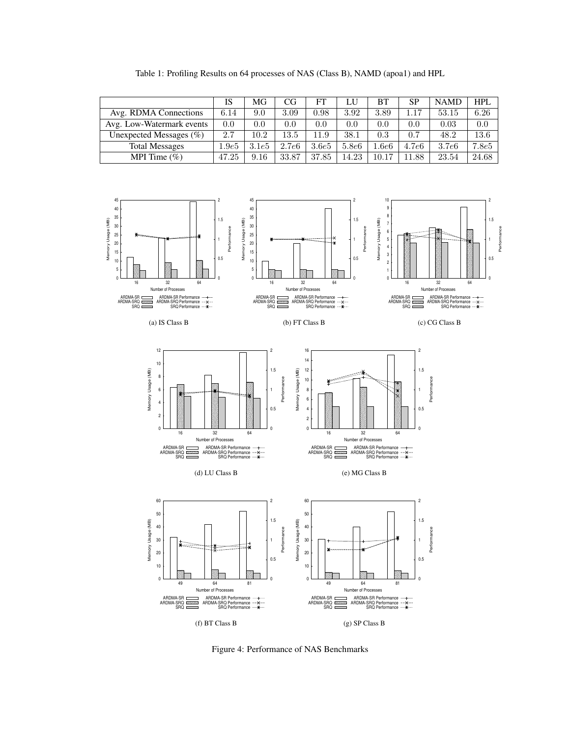Table 1: Profiling Results on 64 processes of NAS (Class B), NAMD (apoa1) and HPL

| | IS | MG | CG | FT | LU | BT | SP | NAMD | HPL |
|---|---|---|---|---|---|---|---|---|---|
| Avg. RDMA Connections | 6.14 | 9.0 | 3.09 | 0.98 | 3.92 | 3.89 | 1.17 | 53.15 | 6.26 |
| Avg. Low-Watermark events | 0.0 | 0.0 | 0.0 | 0.0 | 0.0 | 0.0 | 0.0 | 0.03 | 0.0 |
| Unexpected Messages (%) | 2.7 | 10.2 | 13.5 | 11.9 | 38.1 | 0.3 | 0.7 | 48.2 | 13.6 |
| Total Messages | $1.9e5$ | $3.1e5$ | $2.7e6$ | $3.6e5$ | $5.8e6$ | $1.6e6$ | $4.7e6$ | $3.7e6$ | $7.8e5$ |
| MPI Time (%) | 47.25 | 9.16 | 33.87 | 37.85 | 14.23 | 10.17 | 11.88 | 23.54 | 24.68 |

(a) IS Class B

(b) FT Class B

(c) CG Class B

(d) LU Class B

(e) MG Class B

(f) BT Class B

(g) SP Class B

Figure 4: Performance of NAS Benchmarks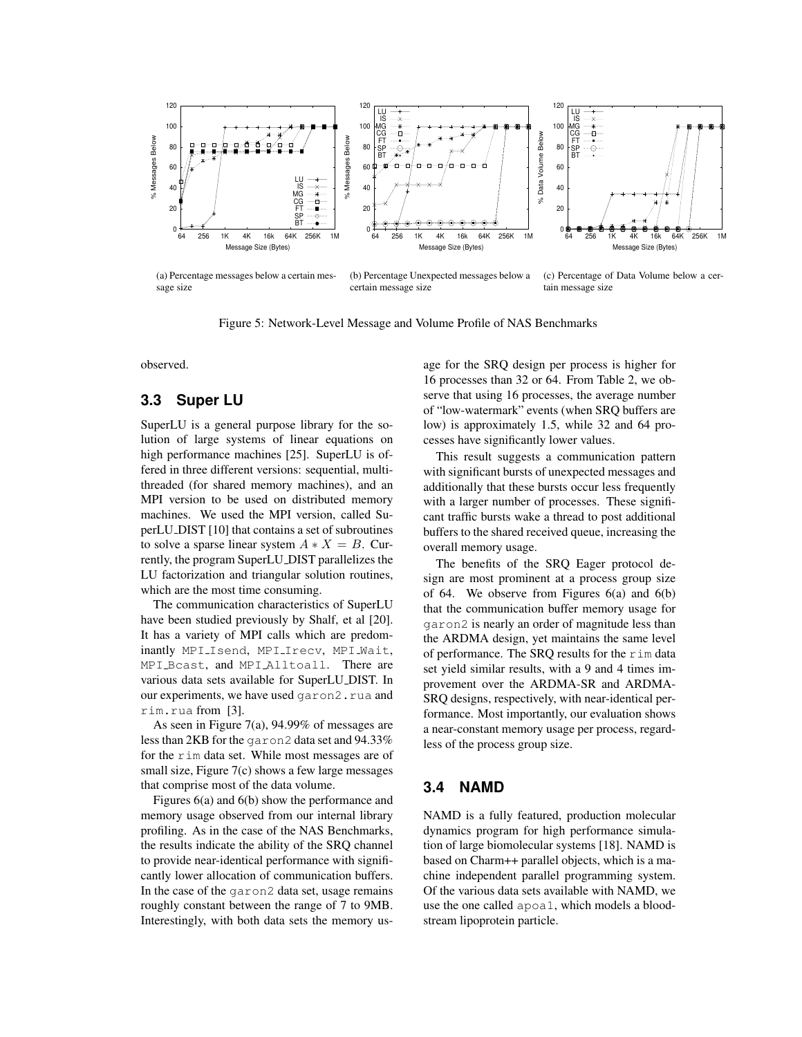(a) Percentage messages below a certain message size

(b) Percentage Unexpected messages below a certain message size

(c) Percentage of Data Volume below a certain message size

Figure 5: Network-Level Message and Volume Profile of NAS Benchmarks

observed.

### 3.3 Super LU

SuperLU is a general purpose library for the solution of large systems of linear equations on high performance machines [25]. SuperLU is offered in three different versions: sequential, multithreaded (for shared memory machines), and an MPI version to be used on distributed memory machines. We used the MPI version, called SuperLU_DIST [10] that contains a set of subroutines to solve a sparse linear system $A * X = B$. Currently, the program SuperLU_DIST parallelizes the LU factorization and triangular solution routines, which are the most time consuming.

The communication characteristics of SuperLU have been studied previously by Shalf, et al [20]. It has a variety of MPI calls which are predominantly `MPI_Isend`, `MPI_Irecv`, `MPI_Wait`, `MPI_Bcast`, and `MPI_Alltoall`. There are various data sets available for SuperLU_DIST. In our experiments, we have used `garon2.rua` and `rim.rua` from [3].

As seen in Figure 7(a), 94.99% of messages are less than 2KB for the `garon2` data set and 94.33% for the `rim` data set. While most messages are of small size, Figure 7(c) shows a few large messages that comprise most of the data volume.

Figures 6(a) and 6(b) show the performance and memory usage observed from our internal library profiling. As in the case of the NAS Benchmarks, the results indicate the ability of the SRQ channel to provide near-identical performance with significantly lower allocation of communication buffers. In the case of the `garon2` data set, usage remains roughly constant between the range of 7 to 9MB. Interestingly, with both data sets the memory usage for the SRQ design per process is higher for 16 processes than 32 or 64. From Table 2, we observe that using 16 processes, the average number of "low-watermark" events (when SRQ buffers are low) is approximately 1.5, while 32 and 64 processes have significantly lower values.

This result suggests a communication pattern with significant bursts of unexpected messages and additionally that these bursts occur less frequently with a larger number of processes. These significant traffic bursts wake a thread to post additional buffers to the shared received queue, increasing the overall memory usage.

The benefits of the SRQ Eager protocol design are most prominent at a process group size of 64. We observe from Figures 6(a) and 6(b) that the communication buffer memory usage for `garon2` is nearly an order of magnitude less than the ARDMA design, yet maintains the same level of performance. The SRQ results for the `rim` data set yield similar results, with a 9 and 4 times improvement over the ARDMA-SR and ARDMA-SRQ designs, respectively, with near-identical performance. Most importantly, our evaluation shows a near-constant memory usage per process, regardless of the process group size.

### 3.4 NAMD

NAMD is a fully featured, production molecular dynamics program for high performance simulation of large biomolecular systems [18]. NAMD is based on Charm++ parallel objects, which is a machine independent parallel programming system. Of the various data sets available with NAMD, we use the one called `apoa1`, which models a bloodstream lipoprotein particle.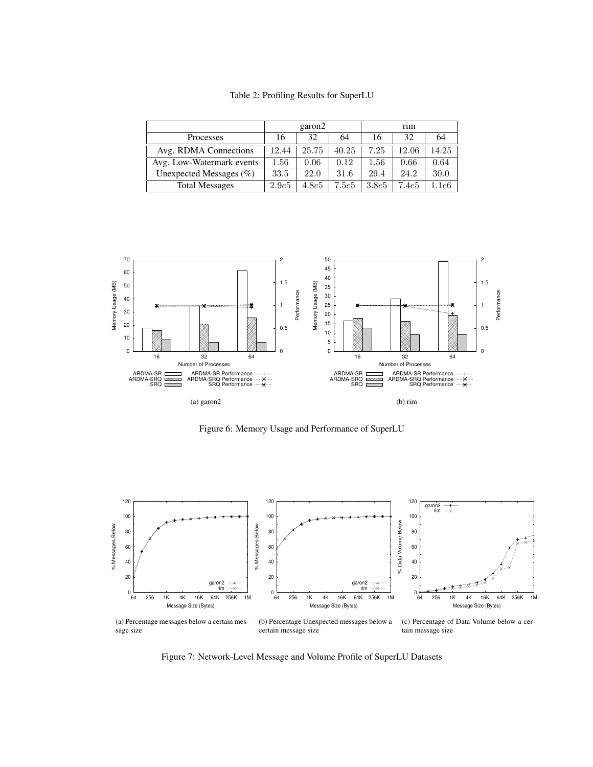Table 2: Profiling Results for SuperLU

| | garon2 | | | rim | | |
|---|---|---|---|---|---|---|
| Processes | 16 | 32 | 64 | 16 | 32 | 64 |
| Avg. RDMA Connections | 12.44 | 25.75 | 40.25 | 7.25 | 12.06 | 14.25 |
| Avg. Low-Watermark events | 1.56 | 0.06 | 0.12 | 1.56 | 0.66 | 0.64 |
| Unexpected Messages (%) | 33.5 | 22.0 | 31.6 | 29.4 | 24.2 | 30.0 |
| Total Messages | $2.9e5$ | $4.8e5$ | $7.5e5$ | $3.8e5$ | $7.4e5$ | $1.1e6$ |

(a) garon2

(b) rim

Figure 6: Memory Usage and Performance of SuperLU

(a) Percentage messages below a certain message size

(b) Percentage Unexpected messages below a certain message size

(c) Percentage of Data Volume below a certain message size

Figure 7: Network-Level Message and Volume Profile of SuperLU Datasets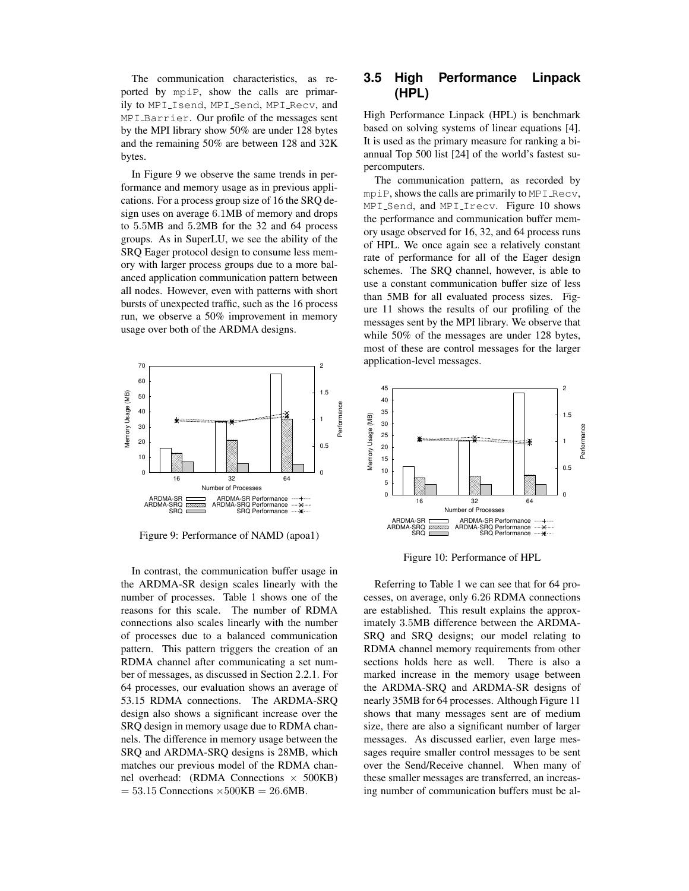The communication characteristics, as reported by mpiP, show the calls are primarily to MPI_Isend, MPI_Send, MPI_Recv, and MPI_Barrier. Our profile of the messages sent by the MPI library show 50% are under 128 bytes and the remaining 50% are between 128 and 32K bytes.

In Figure 9 we observe the same trends in performance and memory usage as in previous applications. For a process group size of 16 the SRQ design uses on average 6.1MB of memory and drops to 5.5MB and 5.2MB for the 32 and 64 process groups. As in SuperLU, we see the ability of the SRQ Eager protocol design to consume less memory with larger process groups due to a more balanced application communication pattern between all nodes. However, even with patterns with short bursts of unexpected traffic, such as the 16 process run, we observe a 50% improvement in memory usage over both of the ARDMA designs.

Figure 9: Performance of NAMD (apoa1)

In contrast, the communication buffer usage in the ARDMA-SR design scales linearly with the number of processes. Table 1 shows one of the reasons for this scale. The number of RDMA connections also scales linearly with the number of processes due to a balanced communication pattern. This pattern triggers the creation of an RDMA channel after communicating a set number of messages, as discussed in Section 2.2.1. For 64 processes, our evaluation shows an average of 53.15 RDMA connections. The ARDMA-SRQ design also shows a significant increase over the SRQ design in memory usage due to RDMA channels. The difference in memory usage between the SRQ and ARDMA-SRQ designs is 28MB, which matches our previous model of the RDMA channel overhead: (RDMA Connections $\times$ 500KB) $= 53.15$ Connections $\times 500$KB $= 26.6$MB.

## 3.5 High Performance Linpack (HPL)

High Performance Linpack (HPL) is benchmark based on solving systems of linear equations [4]. It is used as the primary measure for ranking a biannual Top 500 list [24] of the world's fastest supercomputers.

The communication pattern, as recorded by mpiP, shows the calls are primarily to MPI_Recv, MPI_Send, and MPI_Irecv. Figure 10 shows the performance and communication buffer memory usage observed for 16, 32, and 64 process runs of HPL. We once again see a relatively constant rate of performance for all of the Eager design schemes. The SRQ channel, however, is able to use a constant communication buffer size of less than 5MB for all evaluated process sizes. Figure 11 shows the results of our profiling of the messages sent by the MPI library. We observe that while 50% of the messages are under 128 bytes, most of these are control messages for the larger application-level messages.

Figure 10: Performance of HPL

Referring to Table 1 we can see that for 64 processes, on average, only 6.26 RDMA connections are established. This result explains the approximately 3.5MB difference between the ARDMA-SRQ and SRQ designs; our model relating to RDMA channel memory requirements from other sections holds here as well. There is also a marked increase in the memory usage between the ARDMA-SRQ and ARDMA-SR designs of nearly 35MB for 64 processes. Although Figure 11 shows that many messages sent are of medium size, there are also a significant number of larger messages. As discussed earlier, even large messages require smaller control messages to be sent over the Send/Receive channel. When many of these smaller messages are transferred, an increasing number of communication buffers must be al-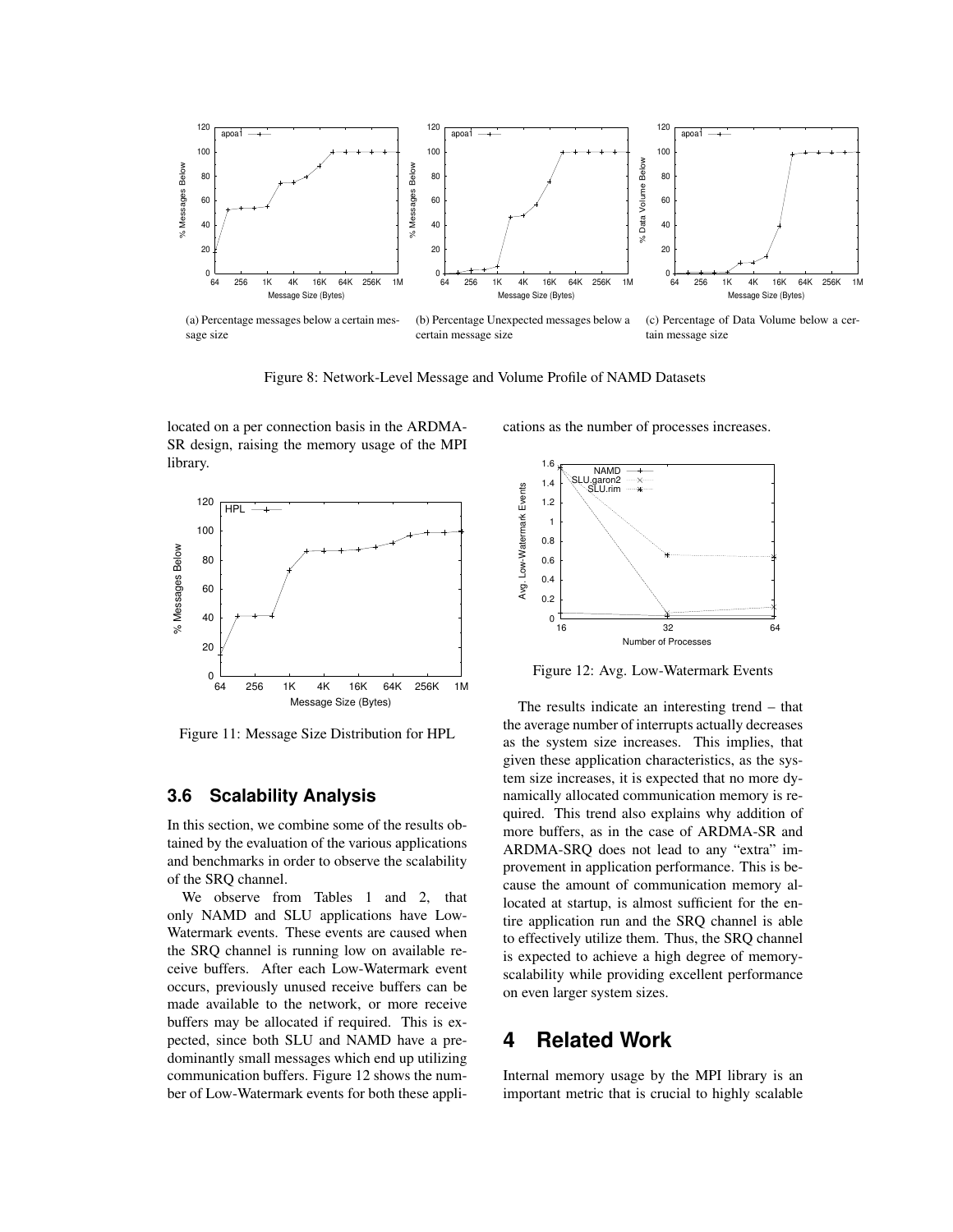(a) Percentage messages below a certain message size

(b) Percentage Unexpected messages below a certain message size

(c) Percentage of Data Volume below a certain message size

Figure 8: Network-Level Message and Volume Profile of NAMD Datasets

located on a per connection basis in the ARDMA-SR design, raising the memory usage of the MPI library.

Figure 11: Message Size Distribution for HPL

### 3.6 Scalability Analysis

In this section, we combine some of the results obtained by the evaluation of the various applications and benchmarks in order to observe the scalability of the SRQ channel.

We observe from Tables 1 and 2, that only NAMD and SLU applications have Low-Watermark events. These events are caused when the SRQ channel is running low on available receive buffers. After each Low-Watermark event occurs, previously unused receive buffers can be made available to the network, or more receive buffers may be allocated if required. This is expected, since both SLU and NAMD have a predominantly small messages which end up utilizing communication buffers. Figure 12 shows the number of Low-Watermark events for both these applications as the number of processes increases.

Figure 12: Avg. Low-Watermark Events

The results indicate an interesting trend – that the average number of interrupts actually decreases as the system size increases. This implies, that given these application characteristics, as the system size increases, it is expected that no more dynamically allocated communication memory is required. This trend also explains why addition of more buffers, as in the case of ARDMA-SR and ARDMA-SRQ does not lead to any "extra" improvement in application performance. This is because the amount of communication memory allocated at startup, is almost sufficient for the entire application run and the SRQ channel is able to effectively utilize them. Thus, the SRQ channel is expected to achieve a high degree of memory-scalability while providing excellent performance on even larger system sizes.

## 4 Related Work

Internal memory usage by the MPI library is an important metric that is crucial to highly scalable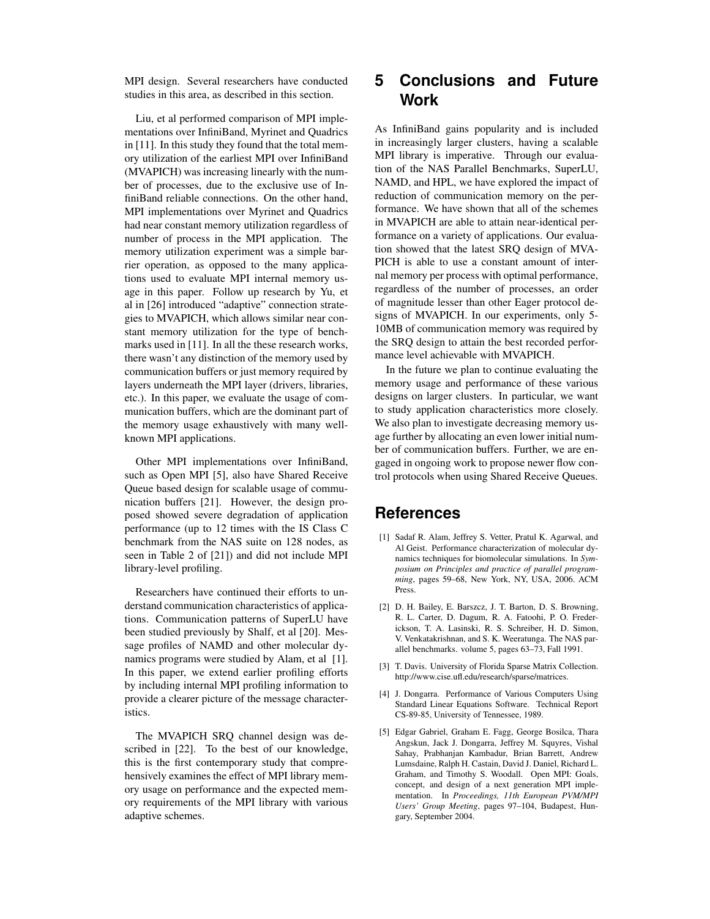MPI design. Several researchers have conducted studies in this area, as described in this section.

Liu, et al performed comparison of MPI implementations over InfiniBand, Myrinet and Quadrics in [11]. In this study they found that the total memory utilization of the earliest MPI over InfiniBand (MVAPICH) was increasing linearly with the number of processes, due to the exclusive use of InfiniBand reliable connections. On the other hand, MPI implementations over Myrinet and Quadrics had near constant memory utilization regardless of number of process in the MPI application. The memory utilization experiment was a simple barrier operation, as opposed to the many applications used to evaluate MPI internal memory usage in this paper. Follow up research by Yu, et al in [26] introduced "adaptive" connection strategies to MVAPICH, which allows similar near constant memory utilization for the type of benchmarks used in [11]. In all the these research works, there wasn't any distinction of the memory used by communication buffers or just memory required by layers underneath the MPI layer (drivers, libraries, etc.). In this paper, we evaluate the usage of communication buffers, which are the dominant part of the memory usage exhaustively with many well-known MPI applications.

Other MPI implementations over InfiniBand, such as Open MPI [5], also have Shared Receive Queue based design for scalable usage of communication buffers [21]. However, the design proposed showed severe degradation of application performance (up to 12 times with the IS Class C benchmark from the NAS suite on 128 nodes, as seen in Table 2 of [21]) and did not include MPI library-level profiling.

Researchers have continued their efforts to understand communication characteristics of applications. Communication patterns of SuperLU have been studied previously by Shalf, et al [20]. Message profiles of NAMD and other molecular dynamics programs were studied by Alam, et al [1]. In this paper, we extend earlier profiling efforts by including internal MPI profiling information to provide a clearer picture of the message characteristics.

The MVAPICH SRQ channel design was described in [22]. To the best of our knowledge, this is the first contemporary study that comprehensively examines the effect of MPI library memory usage on performance and the expected memory requirements of the MPI library with various adaptive schemes.

# 5 Conclusions and Future Work

As InfiniBand gains popularity and is included in increasingly larger clusters, having a scalable MPI library is imperative. Through our evaluation of the NAS Parallel Benchmarks, SuperLU, NAMD, and HPL, we have explored the impact of reduction of communication memory on the performance. We have shown that all of the schemes in MVAPICH are able to attain near-identical performance on a variety of applications. Our evaluation showed that the latest SRQ design of MVAPICH is able to use a constant amount of internal memory per process with optimal performance, regardless of the number of processes, an order of magnitude lesser than other Eager protocol designs of MVAPICH. In our experiments, only 5-10MB of communication memory was required by the SRQ design to attain the best recorded performance level achievable with MVAPICH.

In the future we plan to continue evaluating the memory usage and performance of these various designs on larger clusters. In particular, we want to study application characteristics more closely. We also plan to investigate decreasing memory usage further by allocating an even lower initial number of communication buffers. Further, we are engaged in ongoing work to propose newer flow control protocols when using Shared Receive Queues.

# References

[1] Sadaf R. Alam, Jeffrey S. Vetter, Pratul K. Agarwal, and Al Geist. Performance characterization of molecular dynamics techniques for biomolecular simulations. In *Symposium on Principles and practice of parallel programming*, pages 59–68, New York, NY, USA, 2006. ACM Press.

[2] D. H. Bailey, E. Barszcz, J. T. Barton, D. S. Browning, R. L. Carter, D. Dagum, R. A. Fatoohi, P. O. Frederickson, T. A. Lasinski, R. S. Schreiber, H. D. Simon, V. Venkatakrishnan, and S. K. Weeratunga. The NAS parallel benchmarks. volume 5, pages 63–73, Fall 1991.

[3] T. Davis. University of Florida Sparse Matrix Collection. http://www.cise.ufl.edu/research/sparse/matrices.

[4] J. Dongarra. Performance of Various Computers Using Standard Linear Equations Software. Technical Report CS-89-85, University of Tennessee, 1989.

[5] Edgar Gabriel, Graham E. Fagg, George Bosilca, Thara Angskun, Jack J. Dongarra, Jeffrey M. Squyres, Vishal Sahay, Prabhanjan Kambadur, Brian Barrett, Andrew Lumsdaine, Ralph H. Castain, David J. Daniel, Richard L. Graham, and Timothy S. Woodall. Open MPI: Goals, concept, and design of a next generation MPI implementation. In *Proceedings, 11th European PVM/MPI Users' Group Meeting*, pages 97–104, Budapest, Hungary, September 2004.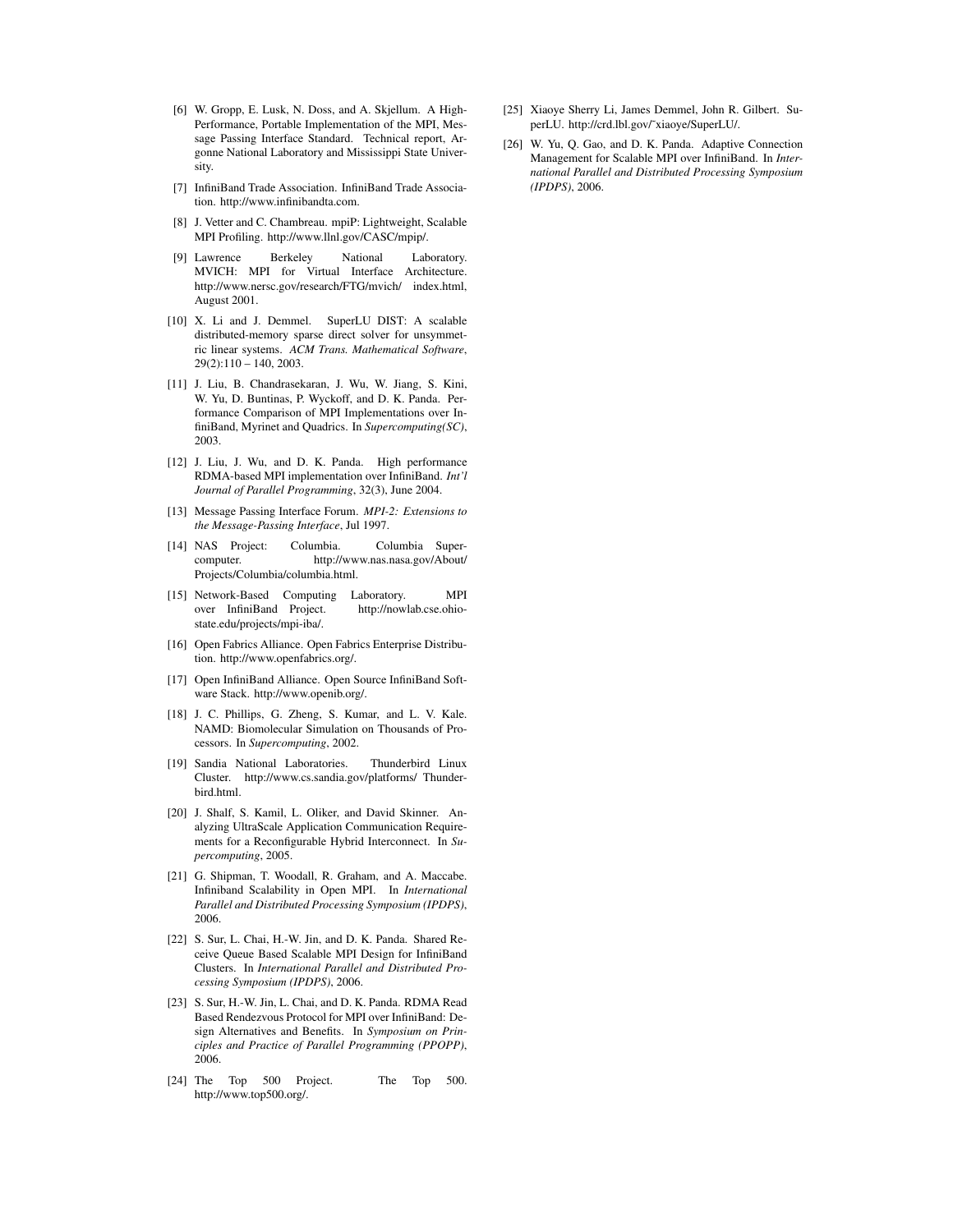[6] W. Gropp, E. Lusk, N. Doss, and A. Skjellum. A High-Performance, Portable Implementation of the MPI, Message Passing Interface Standard. Technical report, Argonne National Laboratory and Mississippi State University.

[7] InfiniBand Trade Association. InfiniBand Trade Association. http://www.infinibandta.com.

[8] J. Vetter and C. Chambreau. mpiP: Lightweight, Scalable MPI Profiling. http://www.llnl.gov/CASC/mpip/.

[9] Lawrence Berkeley National Laboratory. MVICH: MPI for Virtual Interface Architecture. http://www.nersc.gov/research/FTG/mvich/ index.html, August 2001.

[10] X. Li and J. Demmel. SuperLU DIST: A scalable distributed-memory sparse direct solver for unsymmetric linear systems. *ACM Trans. Mathematical Software*, 29(2):110 – 140, 2003.

[11] J. Liu, B. Chandrasekaran, J. Wu, W. Jiang, S. Kini, W. Yu, D. Buntinas, P. Wyckoff, and D. K. Panda. Performance Comparison of MPI Implementations over InfiniBand, Myrinet and Quadrics. In *Supercomputing(SC)*, 2003.

[12] J. Liu, J. Wu, and D. K. Panda. High performance RDMA-based MPI implementation over InfiniBand. *Int'l Journal of Parallel Programming*, 32(3), June 2004.

[13] Message Passing Interface Forum. *MPI-2: Extensions to the Message-Passing Interface*, Jul 1997.

[14] NAS Project: Columbia. Columbia Supercomputer. http://www.nas.nasa.gov/About/ Projects/Columbia/columbia.html.

[15] Network-Based Computing Laboratory. MPI over InfiniBand Project. http://nowlab.cse.ohio-state.edu/projects/mpi-iba/.

[16] Open Fabrics Alliance. Open Fabrics Enterprise Distribution. http://www.openfabrics.org/.

[17] Open InfiniBand Alliance. Open Source InfiniBand Software Stack. http://www.openib.org/.

[18] J. C. Phillips, G. Zheng, S. Kumar, and L. V. Kale. NAMD: Biomolecular Simulation on Thousands of Processors. In *Supercomputing*, 2002.

[19] Sandia National Laboratories. Thunderbird Linux Cluster. http://www.cs.sandia.gov/platforms/ Thunderbird.html.

[20] J. Shalf, S. Kamil, L. Oliker, and David Skinner. Analyzing UltraScale Application Communication Requirements for a Reconfigurable Hybrid Interconnect. In *Supercomputing*, 2005.

[21] G. Shipman, T. Woodall, R. Graham, and A. Maccabe. Infiniband Scalability in Open MPI. In *International Parallel and Distributed Processing Symposium (IPDPS)*, 2006.

[22] S. Sur, L. Chai, H.-W. Jin, and D. K. Panda. Shared Receive Queue Based Scalable MPI Design for InfiniBand Clusters. In *International Parallel and Distributed Processing Symposium (IPDPS)*, 2006.

[23] S. Sur, H.-W. Jin, L. Chai, and D. K. Panda. RDMA Read Based Rendezvous Protocol for MPI over InfiniBand: Design Alternatives and Benefits. In *Symposium on Principles and Practice of Parallel Programming (PPOPP)*, 2006.

[24] The Top 500 Project. The Top 500. http://www.top500.org/.

[25] Xiaoye Sherry Li, James Demmel, John R. Gilbert. SuperLU. http://crd.lbl.gov/˜xiaoye/SuperLU/.

[26] W. Yu, Q. Gao, and D. K. Panda. Adaptive Connection Management for Scalable MPI over InfiniBand. In *International Parallel and Distributed Processing Symposium (IPDPS)*, 2006.